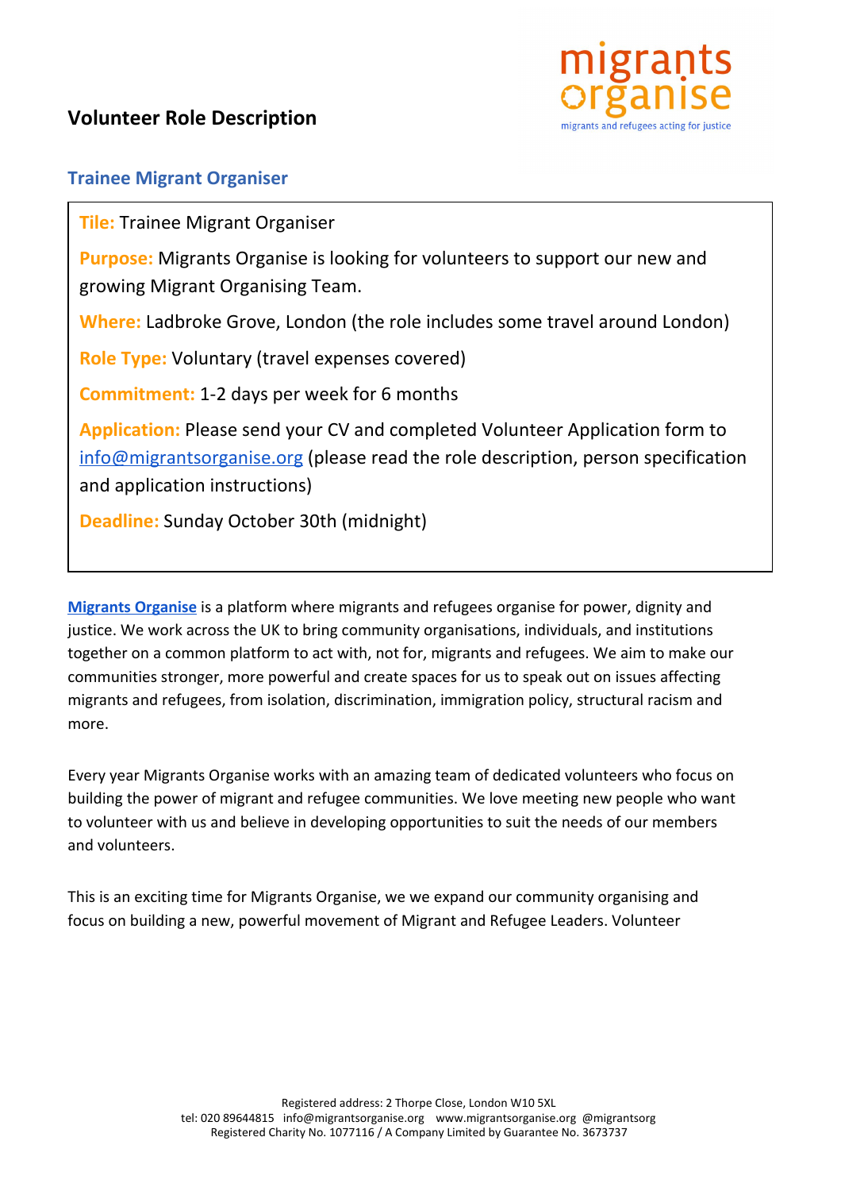## Volunteer Role Description

### Trainee Migrant Organiser

**Tile:** Trainee Migrant Organiser

**Purpose:** Migrants Organise is looking for volunteers to support our new and growing Migrant Organising Team.

**Where:** Ladbroke Grove, London (the role includes some travel around London)

**Role Type:** Voluntary (travel expenses covered)

**Commitment:** 1-2 days per week for 6 months

**Application:** Please send your CV and completed Volunteer Application form to info@migrantsorganise.org (please read the role description, person specification and application instructions)

**Deadline:** Sunday October 30th (midnight)

**Migrants Organise** is a platform where migrants and refugees organise for power, dignity and justice. We work across the UK to bring community organisations, individuals, and institutions together on a common platform to act with, not for, migrants and refugees. We aim to make our communities stronger, more powerful and create spaces for us to speak out on issues affecting migrants and refugees, from isolation, discrimination, immigration policy, structural racism and more.

Every year Migrants Organise works with an amazing team of dedicated volunteers who focus on building the power of migrant and refugee communities. We love meeting new people who want to volunteer with us and believe in developing opportunities to suit the needs of our members and volunteers.

This is an exciting time for Migrants Organise, we we expand our community organising and focus on building a new, powerful movement of Migrant and Refugee Leaders. Volunteer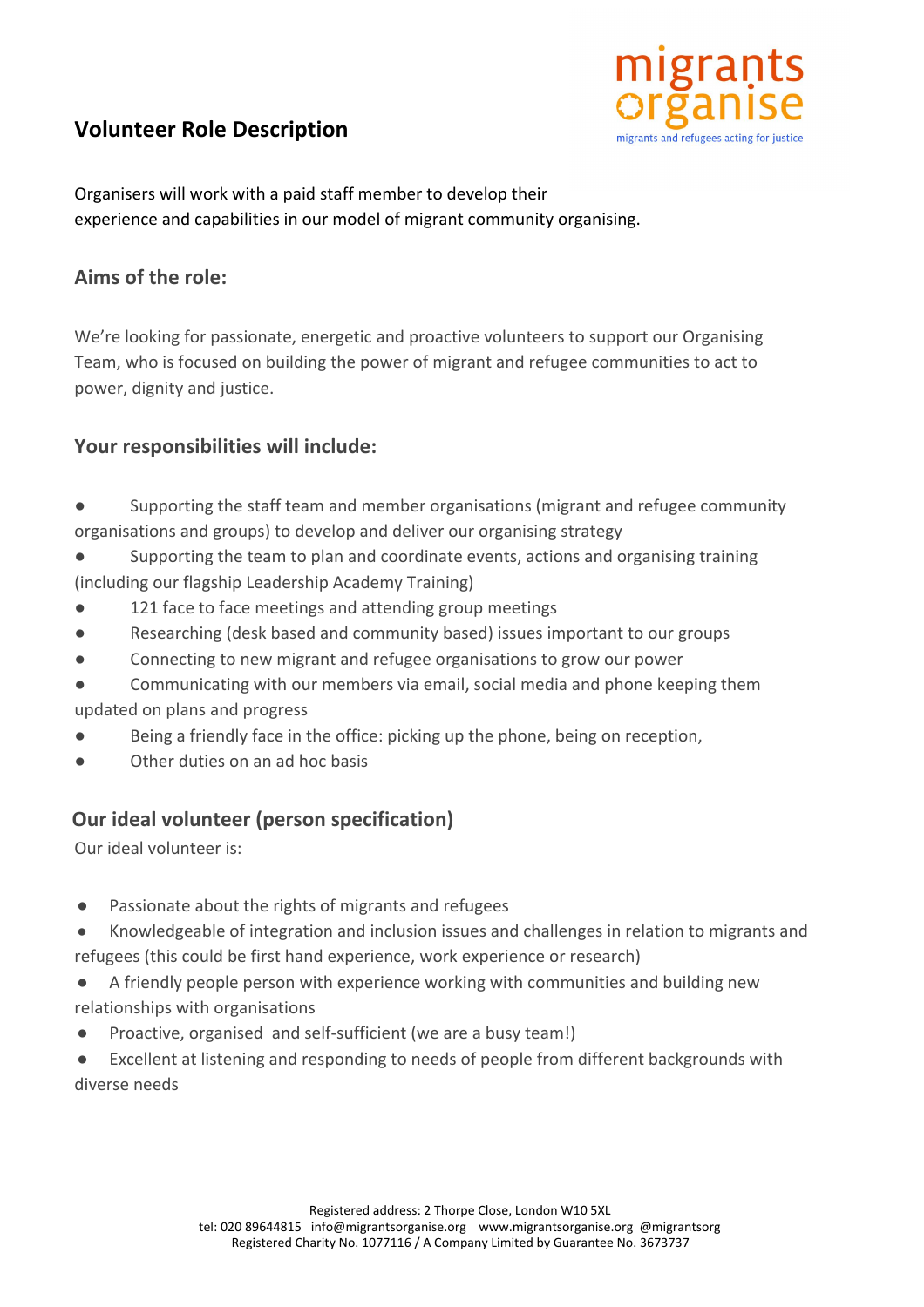## Volunteer Role Description

Organisers will work with a paid staff member to develop their experience and capabilities in our model of migrant community organising.

### Aims of the role:

We're looking for passionate, energetic and proactive volunteers to support our Organising Team, who is focused on building the power of migrant and refugee communities to act to power, dignity and justice.

### Your responsibilities will include:

- Supporting the staff team and member organisations (migrant and refugee community organisations and groups) to develop and deliver our organising strategy
- Supporting the team to plan and coordinate events, actions and organising training (including our flagship Leadership Academy Training)
- 121 face to face meetings and attending group meetings
- Researching (desk based and community based) issues important to our groups
- Connecting to new migrant and refugee organisations to grow our power
- Communicating with our members via email, social media and phone keeping them updated on plans and progress
- Being a friendly face in the office: picking up the phone, being on reception,
- Other duties on an ad hoc basis

### Our ideal volunteer (person specification)

Our ideal volunteer is:

- Passionate about the rights of migrants and refugees
- Knowledgeable of integration and inclusion issues and challenges in relation to migrants and refugees (this could be first hand experience, work experience or research)
- A friendly people person with experience working with communities and building new relationships with organisations
- Proactive, organised and self-sufficient (we are a busy team!)
- Excellent at listening and responding to needs of people from different backgrounds with diverse needs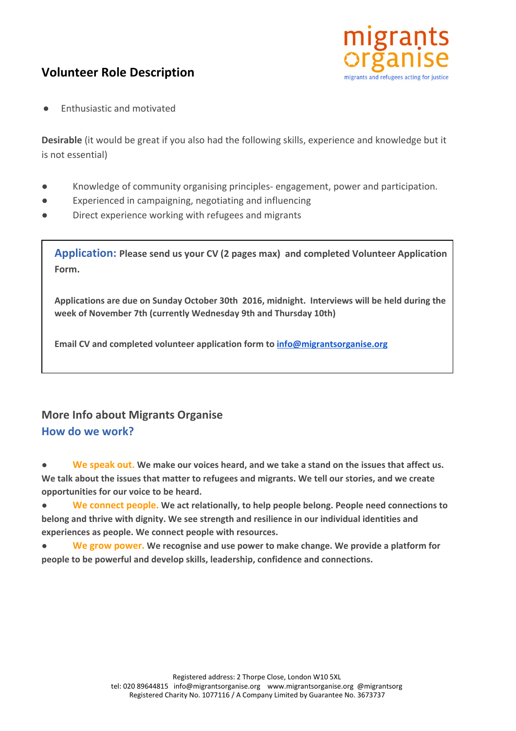## Volunteer Role Description

- Enthusiastic and motivated

**Desirable** (it would be great if you also had the following skills, experience and knowledge but it is not essential)

- Knowledge of community organising principles- engagement, power and participation.
- Experienced in campaigning, negotiating and influencing
- Direct experience working with refugees and migrants

**Application:** **Please send us your CV (2 pages max) and completed Volunteer Application Form.**

**Applications are due on Sunday October 30th 2016, midnight. Interviews will be held during the week of November 7th (currently Wednesday 9th and Thursday 10th)**

**Email CV and completed volunteer application form to info@migrantsorganise.org**

## More Info about Migrants Organise

### How do we work?

- **We speak out. We make our voices heard, and we take a stand on the issues that affect us. We talk about the issues that matter to refugees and migrants. We tell our stories, and we create opportunities for our voice to be heard.**
- **We connect people. We act relationally, to help people belong. People need connections to belong and thrive with dignity. We see strength and resilience in our individual identities and experiences as people. We connect people with resources.**
- **We grow power. We recognise and use power to make change. We provide a platform for people to be powerful and develop skills, leadership, confidence and connections.**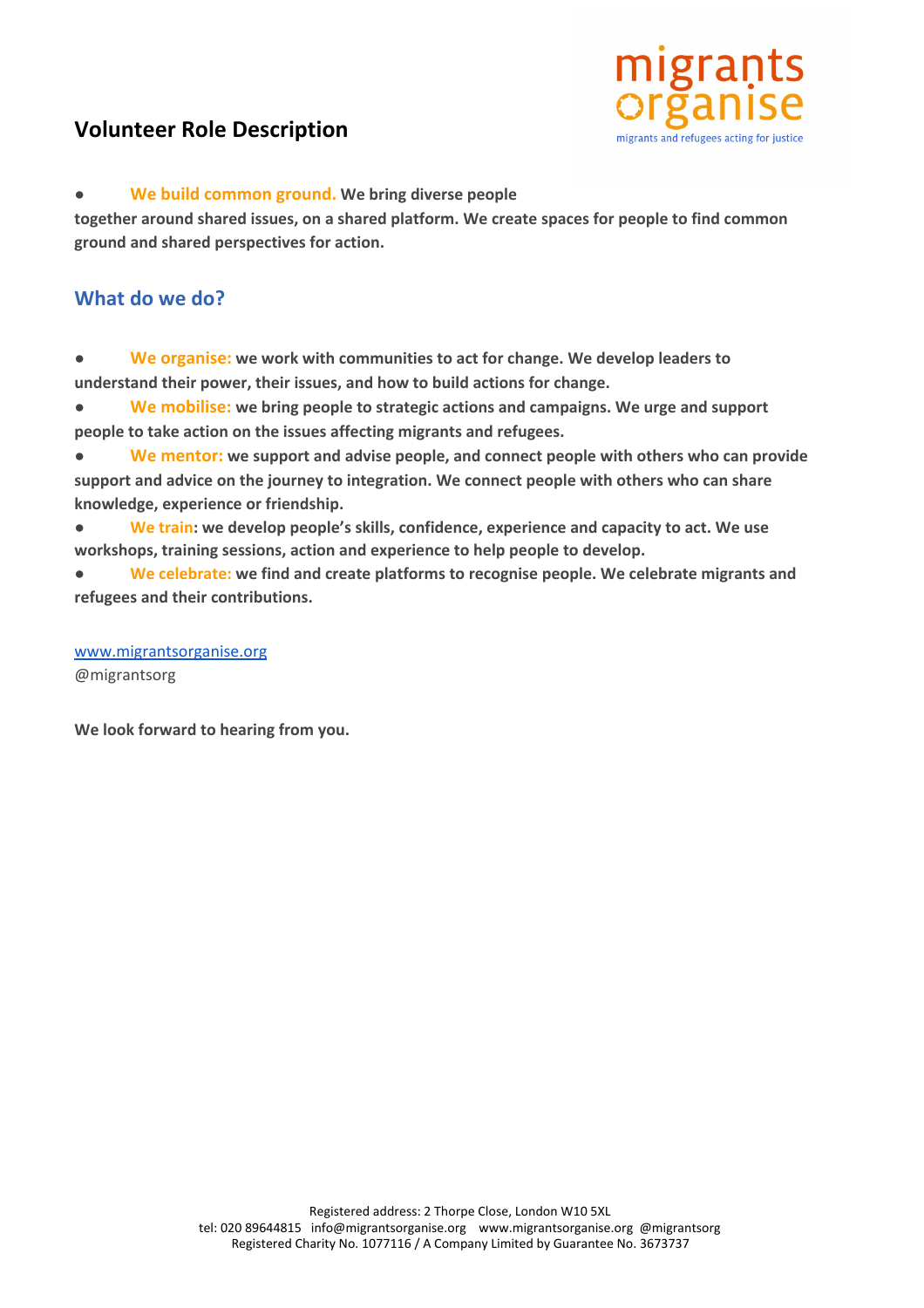## Volunteer Role Description

- **We build common ground.** **We bring diverse people together around shared issues, on a shared platform. We create spaces for people to find common ground and shared perspectives for action.**

## What do we do?

- **We organise:** **we work with communities to act for change. We develop leaders to understand their power, their issues, and how to build actions for change.**
- **We mobilise:** **we bring people to strategic actions and campaigns. We urge and support people to take action on the issues affecting migrants and refugees.**
- **We mentor:** **we support and advise people, and connect people with others who can provide support and advice on the journey to integration. We connect people with others who can share knowledge, experience or friendship.**
- **We train:** **we develop people's skills, confidence, experience and capacity to act. We use workshops, training sessions, action and experience to help people to develop.**
- **We celebrate:** **we find and create platforms to recognise people. We celebrate migrants and refugees and their contributions.**

[www.migrantsorganise.org](http://www.migrantsorganise.org)
@migrantsorg

**We look forward to hearing from you.**